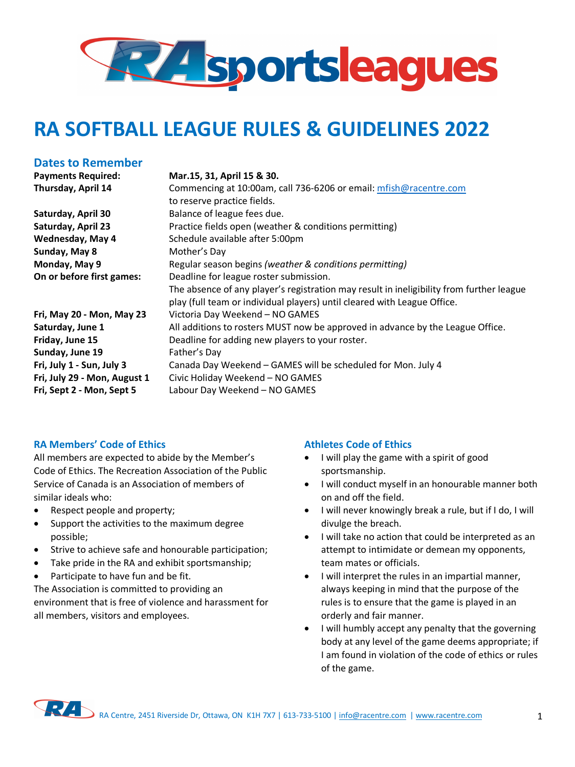# RA SOFTBALL LEAGUE RULES & GUIDELINES 2022

## Dates to Remember

| | |
|---|---|
| **Payments Required:** | **Mar.15, 31, April 15 & 30.** |
| **Thursday, April 14** | Commencing at 10:00am, call 736-6206 or email: mfish@racentre.com to reserve practice fields. |
| **Saturday, April 30** | Balance of league fees due. |
| **Saturday, April 23** | Practice fields open (weather & conditions permitting) |
| **Wednesday, May 4** | Schedule available after 5:00pm |
| **Sunday, May 8** | Mother's Day |
| **Monday, May 9** | Regular season begins *(weather & conditions permitting)* |
| **On or before first games:** | Deadline for league roster submission. The absence of any player's registration may result in ineligibility from further league play (full team or individual players) until cleared with League Office. |
| **Fri, May 20 - Mon, May 23** | Victoria Day Weekend – NO GAMES |
| **Saturday, June 1** | All additions to rosters MUST now be approved in advance by the League Office. |
| **Friday, June 15** | Deadline for adding new players to your roster. |
| **Sunday, June 19** | Father's Day |
| **Fri, July 1 - Sun, July 3** | Canada Day Weekend – GAMES will be scheduled for Mon. July 4 |
| **Fri, July 29 - Mon, August 1** | Civic Holiday Weekend – NO GAMES |
| **Fri, Sept 2 - Mon, Sept 5** | Labour Day Weekend – NO GAMES |

### RA Members' Code of Ethics

All members are expected to abide by the Member's Code of Ethics. The Recreation Association of the Public Service of Canada is an Association of members of similar ideals who:

- Respect people and property;
- Support the activities to the maximum degree possible;
- Strive to achieve safe and honourable participation;
- Take pride in the RA and exhibit sportsmanship;
- Participate to have fun and be fit.

The Association is committed to providing an environment that is free of violence and harassment for all members, visitors and employees.

### Athletes Code of Ethics

- I will play the game with a spirit of good sportsmanship.
- I will conduct myself in an honourable manner both on and off the field.
- I will never knowingly break a rule, but if I do, I will divulge the breach.
- I will take no action that could be interpreted as an attempt to intimidate or demean my opponents, team mates or officials.
- I will interpret the rules in an impartial manner, always keeping in mind that the purpose of the rules is to ensure that the game is played in an orderly and fair manner.
- I will humbly accept any penalty that the governing body at any level of the game deems appropriate; if I am found in violation of the code of ethics or rules of the game.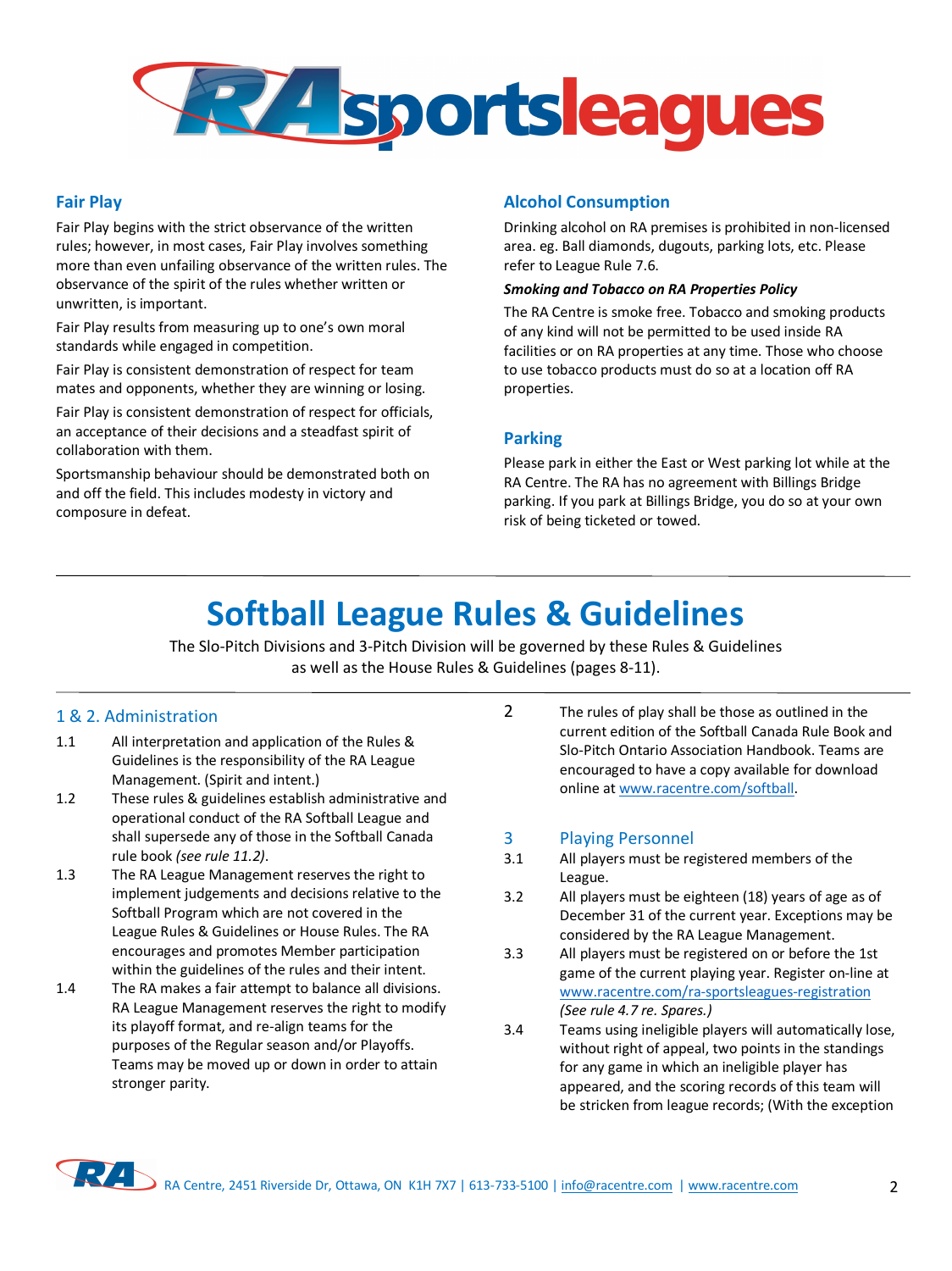## Fair Play

Fair Play begins with the strict observance of the written rules; however, in most cases, Fair Play involves something more than even unfailing observance of the written rules. The observance of the spirit of the rules whether written or unwritten, is important.

Fair Play results from measuring up to one's own moral standards while engaged in competition.

Fair Play is consistent demonstration of respect for team mates and opponents, whether they are winning or losing.

Fair Play is consistent demonstration of respect for officials, an acceptance of their decisions and a steadfast spirit of collaboration with them.

Sportsmanship behaviour should be demonstrated both on and off the field. This includes modesty in victory and composure in defeat.

## Alcohol Consumption

Drinking alcohol on RA premises is prohibited in non-licensed area. eg. Ball diamonds, dugouts, parking lots, etc. Please refer to League Rule 7.6.

***Smoking and Tobacco on RA Properties Policy***

The RA Centre is smoke free. Tobacco and smoking products of any kind will not be permitted to be used inside RA facilities or on RA properties at any time. Those who choose to use tobacco products must do so at a location off RA properties.

## Parking

Please park in either the East or West parking lot while at the RA Centre. The RA has no agreement with Billings Bridge parking. If you park at Billings Bridge, you do so at your own risk of being ticketed or towed.

# Softball League Rules & Guidelines

The Slo-Pitch Divisions and 3-Pitch Division will be governed by these Rules & Guidelines as well as the House Rules & Guidelines (pages 8-11).

## 1 & 2. Administration

1.1 All interpretation and application of the Rules & Guidelines is the responsibility of the RA League Management. (Spirit and intent.)

1.2 These rules & guidelines establish administrative and operational conduct of the RA Softball League and shall supersede any of those in the Softball Canada rule book *(see rule 11.2)*.

1.3 The RA League Management reserves the right to implement judgements and decisions relative to the Softball Program which are not covered in the League Rules & Guidelines or House Rules. The RA encourages and promotes Member participation within the guidelines of the rules and their intent.

1.4 The RA makes a fair attempt to balance all divisions. RA League Management reserves the right to modify its playoff format, and re-align teams for the purposes of the Regular season and/or Playoffs. Teams may be moved up or down in order to attain stronger parity.

2 The rules of play shall be those as outlined in the current edition of the Softball Canada Rule Book and Slo-Pitch Ontario Association Handbook. Teams are encouraged to have a copy available for download online at www.racentre.com/softball.

## 3 Playing Personnel

3.1 All players must be registered members of the League.

3.2 All players must be eighteen (18) years of age as of December 31 of the current year. Exceptions may be considered by the RA League Management.

3.3 All players must be registered on or before the 1st game of the current playing year. Register on-line at www.racentre.com/ra-sportsleagues-registration *(See rule 4.7 re. Spares.)*

3.4 Teams using ineligible players will automatically lose, without right of appeal, two points in the standings for any game in which an ineligible player has appeared, and the scoring records of this team will be stricken from league records; (With the exception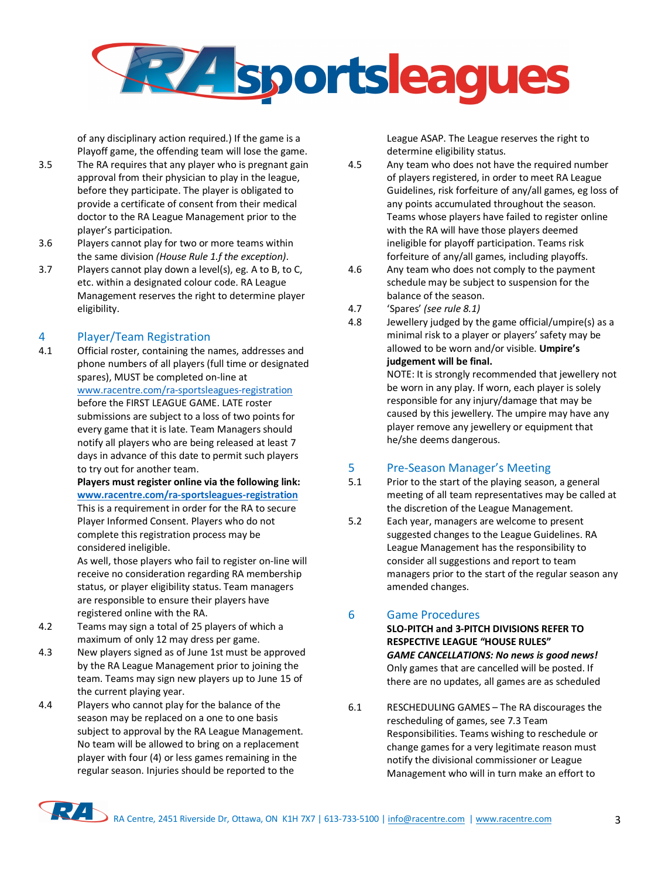of any disciplinary action required.) If the game is a Playoff game, the offending team will lose the game.

3.5 The RA requires that any player who is pregnant gain approval from their physician to play in the league, before they participate. The player is obligated to provide a certificate of consent from their medical doctor to the RA League Management prior to the player's participation.

3.6 Players cannot play for two or more teams within the same division *(House Rule 1.f the exception)*.

3.7 Players cannot play down a level(s), eg. A to B, to C, etc. within a designated colour code. RA League Management reserves the right to determine player eligibility.

## 4 Player/Team Registration

4.1 Official roster, containing the names, addresses and phone numbers of all players (full time or designated spares), MUST be completed on-line at [www.racentre.com/ra-sportsleagues-registration](www.racentre.com/ra-sportsleagues-registration) before the FIRST LEAGUE GAME. LATE roster submissions are subject to a loss of two points for every game that it is late. Team Managers should notify all players who are being released at least 7 days in advance of this date to permit such players to try out for another team.

**Players must register online via the following link: [www.racentre.com/ra-sportsleagues-registration](www.racentre.com/ra-sportsleagues-registration)**

This is a requirement in order for the RA to secure Player Informed Consent. Players who do not complete this registration process may be considered ineligible.

As well, those players who fail to register on-line will receive no consideration regarding RA membership status, or player eligibility status. Team managers are responsible to ensure their players have registered online with the RA.

4.2 Teams may sign a total of 25 players of which a maximum of only 12 may dress per game.

4.3 New players signed as of June 1st must be approved by the RA League Management prior to joining the team. Teams may sign new players up to June 15 of the current playing year.

4.4 Players who cannot play for the balance of the season may be replaced on a one to one basis subject to approval by the RA League Management. No team will be allowed to bring on a replacement player with four (4) or less games remaining in the regular season. Injuries should be reported to the League ASAP. The League reserves the right to determine eligibility status.

4.5 Any team who does not have the required number of players registered, in order to meet RA League Guidelines, risk forfeiture of any/all games, eg loss of any points accumulated throughout the season. Teams whose players have failed to register online with the RA will have those players deemed ineligible for playoff participation. Teams risk forfeiture of any/all games, including playoffs.

4.6 Any team who does not comply to the payment schedule may be subject to suspension for the balance of the season.

4.7 'Spares' *(see rule 8.1)*

4.8 Jewellery judged by the game official/umpire(s) as a minimal risk to a player or players' safety may be allowed to be worn and/or visible. **Umpire's judgement will be final.**

NOTE: It is strongly recommended that jewellery not be worn in any play. If worn, each player is solely responsible for any injury/damage that may be caused by this jewellery. The umpire may have any player remove any jewellery or equipment that he/she deems dangerous.

## 5 Pre-Season Manager's Meeting

5.1 Prior to the start of the playing season, a general meeting of all team representatives may be called at the discretion of the League Management.

5.2 Each year, managers are welcome to present suggested changes to the League Guidelines. RA League Management has the responsibility to consider all suggestions and report to team managers prior to the start of the regular season any amended changes.

## 6 Game Procedures

**SLO-PITCH and 3-PITCH DIVISIONS REFER TO RESPECTIVE LEAGUE "HOUSE RULES"**

***GAME CANCELLATIONS: No news is good news!***

Only games that are cancelled will be posted. If there are no updates, all games are as scheduled

6.1 RESCHEDULING GAMES – The RA discourages the rescheduling of games, see 7.3 Team Responsibilities. Teams wishing to reschedule or change games for a very legitimate reason must notify the divisional commissioner or League Management who will in turn make an effort to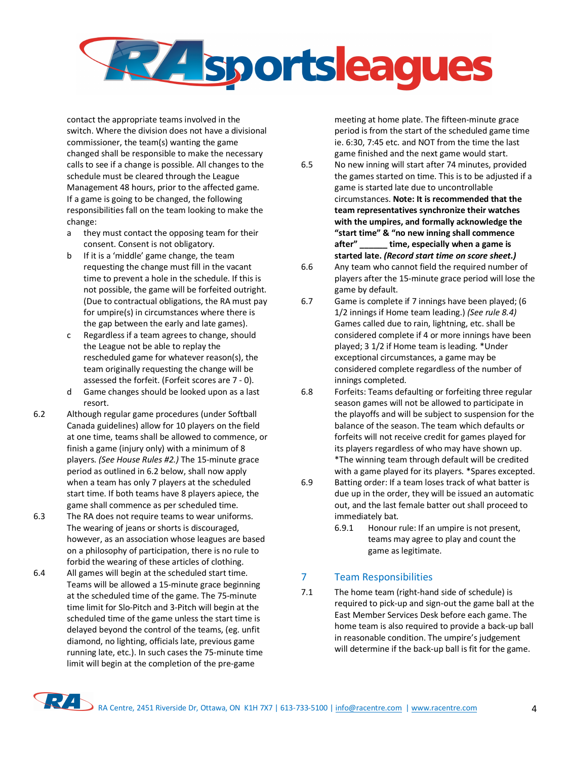contact the appropriate teams involved in the switch. Where the division does not have a divisional commissioner, the team(s) wanting the game changed shall be responsible to make the necessary calls to see if a change is possible. All changes to the schedule must be cleared through the League Management 48 hours, prior to the affected game. If a game is going to be changed, the following responsibilities fall on the team looking to make the change:

- a they must contact the opposing team for their consent. Consent is not obligatory.
- b If it is a 'middle' game change, the team requesting the change must fill in the vacant time to prevent a hole in the schedule. If this is not possible, the game will be forfeited outright. (Due to contractual obligations, the RA must pay for umpire(s) in circumstances where there is the gap between the early and late games).
- c Regardless if a team agrees to change, should the League not be able to replay the rescheduled game for whatever reason(s), the team originally requesting the change will be assessed the forfeit. (Forfeit scores are 7 - 0).
- d Game changes should be looked upon as a last resort.

6.2 Although regular game procedures (under Softball Canada guidelines) allow for 10 players on the field at one time, teams shall be allowed to commence, or finish a game (injury only) with a minimum of 8 players. *(See House Rules #2.)* The 15-minute grace period as outlined in 6.2 below, shall now apply when a team has only 7 players at the scheduled start time. If both teams have 8 players apiece, the game shall commence as per scheduled time.

6.3 The RA does not require teams to wear uniforms. The wearing of jeans or shorts is discouraged, however, as an association whose leagues are based on a philosophy of participation, there is no rule to forbid the wearing of these articles of clothing.

6.4 All games will begin at the scheduled start time. Teams will be allowed a 15-minute grace beginning at the scheduled time of the game. The 75-minute time limit for Slo-Pitch and 3-Pitch will begin at the scheduled time of the game unless the start time is delayed beyond the control of the teams, (eg. unfit diamond, no lighting, officials late, previous game running late, etc.). In such cases the 75-minute time limit will begin at the completion of the pre-game meeting at home plate. The fifteen-minute grace period is from the start of the scheduled game time ie. 6:30, 7:45 etc. and NOT from the time the last game finished and the next game would start.

6.5 No new inning will start after 74 minutes, provided the games started on time. This is to be adjusted if a game is started late due to uncontrollable circumstances. **Note: It is recommended that the team representatives synchronize their watches with the umpires, and formally acknowledge the "start time" & "no new inning shall commence after" ______ time, especially when a game is started late. *(Record start time on score sheet.)***

6.6 Any team who cannot field the required number of players after the 15-minute grace period will lose the game by default.

6.7 Game is complete if 7 innings have been played; (6 1/2 innings if Home team leading.) *(See rule 8.4)* Games called due to rain, lightning, etc. shall be considered complete if 4 or more innings have been played; 3 1/2 if Home team is leading. *Under exceptional circumstances, a game may be considered complete regardless of the number of innings completed.

6.8 Forfeits: Teams defaulting or forfeiting three regular season games will not be allowed to participate in the playoffs and will be subject to suspension for the balance of the season. The team which defaults or forfeits will not receive credit for games played for its players regardless of who may have shown up. *The winning team through default will be credited with a game played for its players. *Spares excepted.

6.9 Batting order: If a team loses track of what batter is due up in the order, they will be issued an automatic out, and the last female batter out shall proceed to immediately bat.

6.9.1 Honour rule: If an umpire is not present, teams may agree to play and count the game as legitimate.

## 7 Team Responsibilities

7.1 The home team (right-hand side of schedule) is required to pick-up and sign-out the game ball at the East Member Services Desk before each game. The home team is also required to provide a back-up ball in reasonable condition. The umpire's judgement will determine if the back-up ball is fit for the game.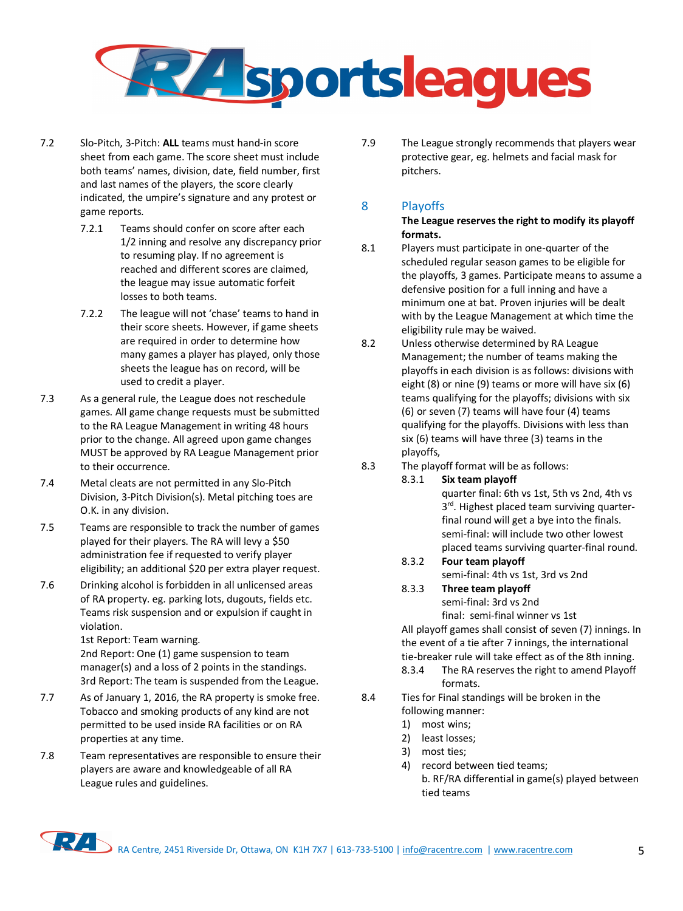7.2 Slo-Pitch, 3-Pitch: **ALL** teams must hand-in score sheet from each game. The score sheet must include both teams' names, division, date, field number, first and last names of the players, the score clearly indicated, the umpire's signature and any protest or game reports.

7.2.1 Teams should confer on score after each 1/2 inning and resolve any discrepancy prior to resuming play. If no agreement is reached and different scores are claimed, the league may issue automatic forfeit losses to both teams.

7.2.2 The league will not 'chase' teams to hand in their score sheets. However, if game sheets are required in order to determine how many games a player has played, only those sheets the league has on record, will be used to credit a player.

7.3 As a general rule, the League does not reschedule games. All game change requests must be submitted to the RA League Management in writing 48 hours prior to the change. All agreed upon game changes MUST be approved by RA League Management prior to their occurrence.

7.4 Metal cleats are not permitted in any Slo-Pitch Division, 3-Pitch Division(s). Metal pitching toes are O.K. in any division.

7.5 Teams are responsible to track the number of games played for their players. The RA will levy a $50 administration fee if requested to verify player eligibility; an additional $20 per extra player request.

7.6 Drinking alcohol is forbidden in all unlicensed areas of RA property. eg. parking lots, dugouts, fields etc. Teams risk suspension and or expulsion if caught in violation.
1st Report: Team warning.
2nd Report: One (1) game suspension to team manager(s) and a loss of 2 points in the standings.
3rd Report: The team is suspended from the League.

7.7 As of January 1, 2016, the RA property is smoke free. Tobacco and smoking products of any kind are not permitted to be used inside RA facilities or on RA properties at any time.

7.8 Team representatives are responsible to ensure their players are aware and knowledgeable of all RA League rules and guidelines.

7.9 The League strongly recommends that players wear protective gear, eg. helmets and facial mask for pitchers.

## 8 Playoffs

**The League reserves the right to modify its playoff formats.**

8.1 Players must participate in one-quarter of the scheduled regular season games to be eligible for the playoffs, 3 games. Participate means to assume a defensive position for a full inning and have a minimum one at bat. Proven injuries will be dealt with by the League Management at which time the eligibility rule may be waived.

8.2 Unless otherwise determined by RA League Management; the number of teams making the playoffs in each division is as follows: divisions with eight (8) or nine (9) teams or more will have six (6) teams qualifying for the playoffs; divisions with six (6) or seven (7) teams will have four (4) teams qualifying for the playoffs. Divisions with less than six (6) teams will have three (3) teams in the playoffs,

8.3 The playoff format will be as follows:

8.3.1 **Six team playoff**
quarter final: 6th vs 1st, 5th vs 2nd, 4th vs 3rd. Highest placed team surviving quarter-final round will get a bye into the finals.
semi-final: will include two other lowest placed teams surviving quarter-final round.

8.3.2 **Four team playoff**
semi-final: 4th vs 1st, 3rd vs 2nd

8.3.3 **Three team playoff**
semi-final: 3rd vs 2nd
final: semi-final winner vs 1st

All playoff games shall consist of seven (7) innings. In the event of a tie after 7 innings, the international tie-breaker rule will take effect as of the 8th inning.

8.3.4 The RA reserves the right to amend Playoff formats.

8.4 Ties for Final standings will be broken in the following manner:

1) most wins;
2) least losses;
3) most ties;
4) record between tied teams;
   b. RF/RA differential in game(s) played between tied teams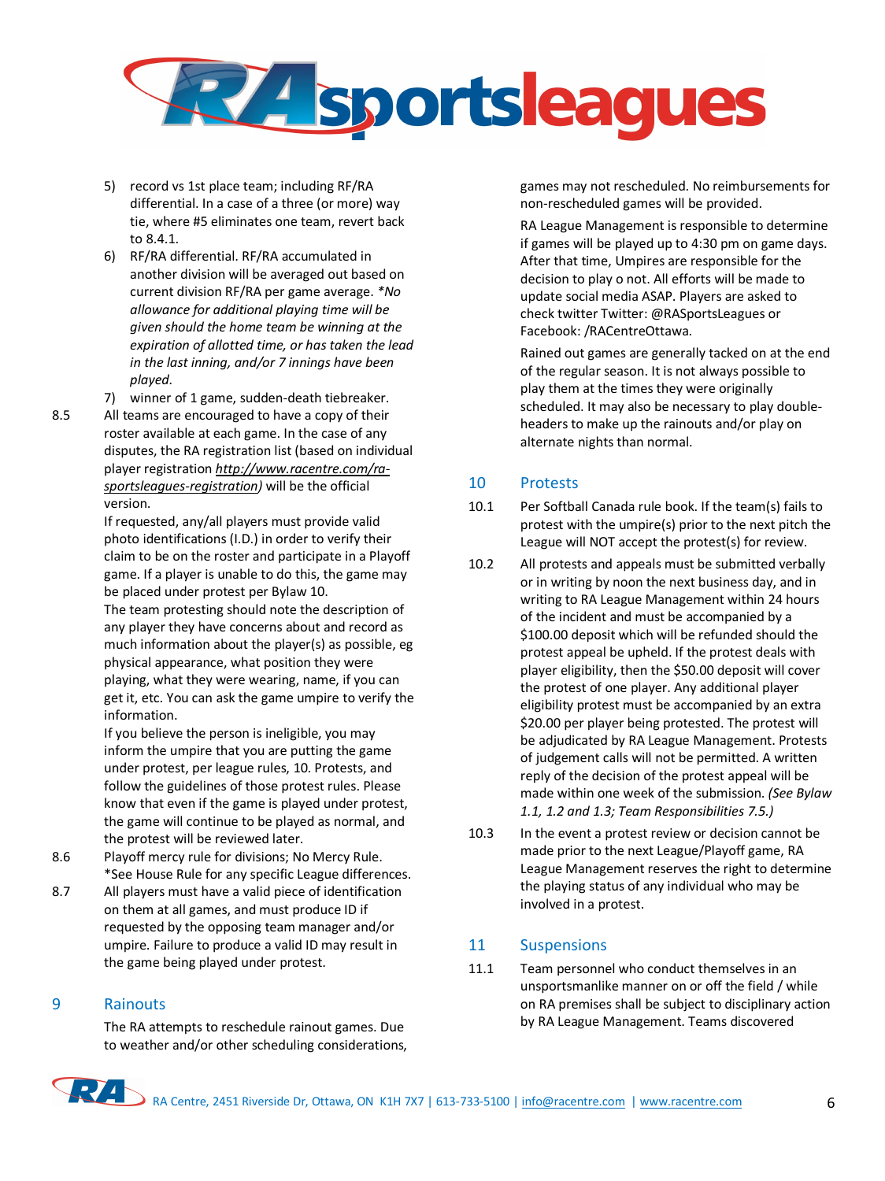5) record vs 1st place team; including RF/RA differential. In a case of a three (or more) way tie, where #5 eliminates one team, revert back to 8.4.1.
6) RF/RA differential. RF/RA accumulated in another division will be averaged out based on current division RF/RA per game average. *\*No allowance for additional playing time will be given should the home team be winning at the expiration of allotted time, or has taken the lead in the last inning, and/or 7 innings have been played.*
7) winner of 1 game, sudden-death tiebreaker.

8.5 All teams are encouraged to have a copy of their roster available at each game. In the case of any disputes, the RA registration list (based on individual player registration *http://www.racentre.com/ra-sportsleagues-registration)* will be the official version.

If requested, any/all players must provide valid photo identifications (I.D.) in order to verify their claim to be on the roster and participate in a Playoff game. If a player is unable to do this, the game may be placed under protest per Bylaw 10.

The team protesting should note the description of any player they have concerns about and record as much information about the player(s) as possible, eg physical appearance, what position they were playing, what they were wearing, name, if you can get it, etc. You can ask the game umpire to verify the information.

If you believe the person is ineligible, you may inform the umpire that you are putting the game under protest, per league rules, 10. Protests, and follow the guidelines of those protest rules. Please know that even if the game is played under protest, the game will continue to be played as normal, and the protest will be reviewed later.

8.6 Playoff mercy rule for divisions; No Mercy Rule. *See House Rule for any specific League differences.

8.7 All players must have a valid piece of identification on them at all games, and must produce ID if requested by the opposing team manager and/or umpire. Failure to produce a valid ID may result in the game being played under protest.

## 9 Rainouts

The RA attempts to reschedule rainout games. Due to weather and/or other scheduling considerations, games may not rescheduled. No reimbursements for non-rescheduled games will be provided.

RA League Management is responsible to determine if games will be played up to 4:30 pm on game days. After that time, Umpires are responsible for the decision to play o not. All efforts will be made to update social media ASAP. Players are asked to check twitter Twitter: @RASportsLeagues or Facebook: /RACentreOttawa.

Rained out games are generally tacked on at the end of the regular season. It is not always possible to play them at the times they were originally scheduled. It may also be necessary to play double-headers to make up the rainouts and/or play on alternate nights than normal.

## 10 Protests

10.1 Per Softball Canada rule book. If the team(s) fails to protest with the umpire(s) prior to the next pitch the League will NOT accept the protest(s) for review.

10.2 All protests and appeals must be submitted verbally or in writing by noon the next business day, and in writing to RA League Management within 24 hours of the incident and must be accompanied by a $100.00 deposit which will be refunded should the protest appeal be upheld. If the protest deals with player eligibility, then the $50.00 deposit will cover the protest of one player. Any additional player eligibility protest must be accompanied by an extra $20.00 per player being protested. The protest will be adjudicated by RA League Management. Protests of judgement calls will not be permitted. A written reply of the decision of the protest appeal will be made within one week of the submission. *(See Bylaw 1.1, 1.2 and 1.3; Team Responsibilities 7.5.)*

10.3 In the event a protest review or decision cannot be made prior to the next League/Playoff game, RA League Management reserves the right to determine the playing status of any individual who may be involved in a protest.

## 11 Suspensions

11.1 Team personnel who conduct themselves in an unsportsmanlike manner on or off the field / while on RA premises shall be subject to disciplinary action by RA League Management. Teams discovered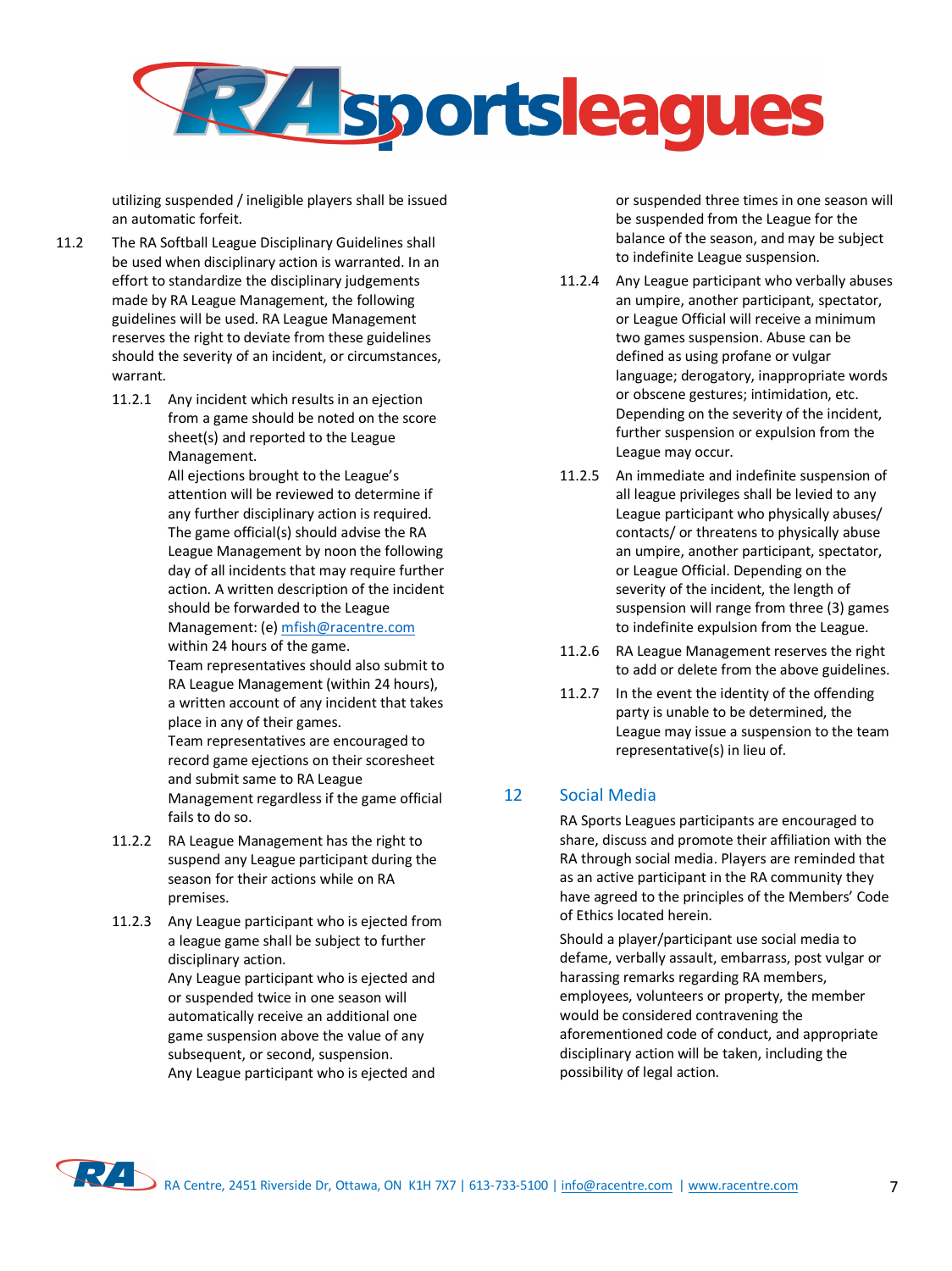utilizing suspended / ineligible players shall be issued an automatic forfeit.

11.2 The RA Softball League Disciplinary Guidelines shall be used when disciplinary action is warranted. In an effort to standardize the disciplinary judgements made by RA League Management, the following guidelines will be used. RA League Management reserves the right to deviate from these guidelines should the severity of an incident, or circumstances, warrant.

11.2.1 Any incident which results in an ejection from a game should be noted on the score sheet(s) and reported to the League Management.
All ejections brought to the League's attention will be reviewed to determine if any further disciplinary action is required. The game official(s) should advise the RA League Management by noon the following day of all incidents that may require further action. A written description of the incident should be forwarded to the League Management: (e) mfish@racentre.com within 24 hours of the game.
Team representatives should also submit to RA League Management (within 24 hours), a written account of any incident that takes place in any of their games.
Team representatives are encouraged to record game ejections on their scoresheet and submit same to RA League Management regardless if the game official fails to do so.

11.2.2 RA League Management has the right to suspend any League participant during the season for their actions while on RA premises.

11.2.3 Any League participant who is ejected from a league game shall be subject to further disciplinary action.
Any League participant who is ejected and or suspended twice in one season will automatically receive an additional one game suspension above the value of any subsequent, or second, suspension.
Any League participant who is ejected and or suspended three times in one season will be suspended from the League for the balance of the season, and may be subject to indefinite League suspension.

11.2.4 Any League participant who verbally abuses an umpire, another participant, spectator, or League Official will receive a minimum two games suspension. Abuse can be defined as using profane or vulgar language; derogatory, inappropriate words or obscene gestures; intimidation, etc. Depending on the severity of the incident, further suspension or expulsion from the League may occur.

11.2.5 An immediate and indefinite suspension of all league privileges shall be levied to any League participant who physically abuses/ contacts/ or threatens to physically abuse an umpire, another participant, spectator, or League Official. Depending on the severity of the incident, the length of suspension will range from three (3) games to indefinite expulsion from the League.

11.2.6 RA League Management reserves the right to add or delete from the above guidelines.

11.2.7 In the event the identity of the offending party is unable to be determined, the League may issue a suspension to the team representative(s) in lieu of.

## 12 Social Media

RA Sports Leagues participants are encouraged to share, discuss and promote their affiliation with the RA through social media. Players are reminded that as an active participant in the RA community they have agreed to the principles of the Members' Code of Ethics located herein.

Should a player/participant use social media to defame, verbally assault, embarrass, post vulgar or harassing remarks regarding RA members, employees, volunteers or property, the member would be considered contravening the aforementioned code of conduct, and appropriate disciplinary action will be taken, including the possibility of legal action.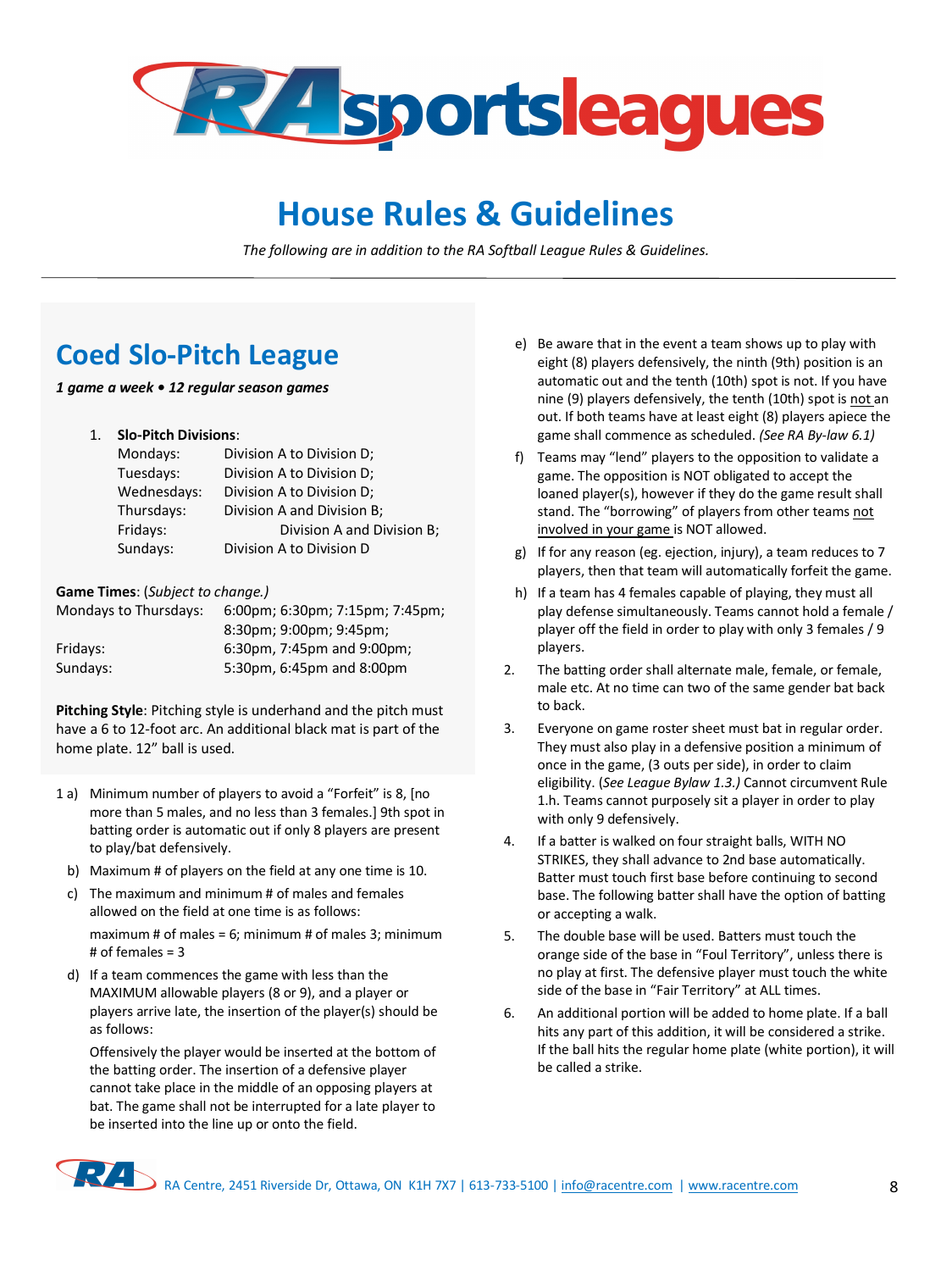# House Rules & Guidelines

*The following are in addition to the RA Softball League Rules & Guidelines.*

## Coed Slo-Pitch League

***1 game a week • 12 regular season games***

1. **Slo-Pitch Divisions**:

| | |
|---|---|
| Mondays: | Division A to Division D; |
| Tuesdays: | Division A to Division D; |
| Wednesdays: | Division A to Division D; |
| Thursdays: | Division A and Division B; |
| Fridays: | Division A and Division B; |
| Sundays: | Division A to Division D |

**Game Times**: (*Subject to change.)*

| | |
|---|---|
| Mondays to Thursdays: | 6:00pm; 6:30pm; 7:15pm; 7:45pm; 8:30pm; 9:00pm; 9:45pm; |
| Fridays: | 6:30pm, 7:45pm and 9:00pm; |
| Sundays: | 5:30pm, 6:45pm and 8:00pm |

**Pitching Style**: Pitching style is underhand and the pitch must have a 6 to 12-foot arc. An additional black mat is part of the home plate. 12" ball is used.

1 a) Minimum number of players to avoid a "Forfeit" is 8, [no more than 5 males, and no less than 3 females.] 9th spot in batting order is automatic out if only 8 players are present to play/bat defensively.

b) Maximum # of players on the field at any one time is 10.

c) The maximum and minimum # of males and females allowed on the field at one time is as follows:

   maximum # of males = 6; minimum # of males 3; minimum # of females = 3

d) If a team commences the game with less than the MAXIMUM allowable players (8 or 9), and a player or players arrive late, the insertion of the player(s) should be as follows:

   Offensively the player would be inserted at the bottom of the batting order. The insertion of a defensive player cannot take place in the middle of an opposing players at bat. The game shall not be interrupted for a late player to be inserted into the line up or onto the field.

e) Be aware that in the event a team shows up to play with eight (8) players defensively, the ninth (9th) position is an automatic out and the tenth (10th) spot is not. If you have nine (9) players defensively, the tenth (10th) spot is not an out. If both teams have at least eight (8) players apiece the game shall commence as scheduled. *(See RA By-law 6.1)*

f) Teams may "lend" players to the opposition to validate a game. The opposition is NOT obligated to accept the loaned player(s), however if they do the game result shall stand. The "borrowing" of players from other teams not involved in your game is NOT allowed.

g) If for any reason (eg. ejection, injury), a team reduces to 7 players, then that team will automatically forfeit the game.

h) If a team has 4 females capable of playing, they must all play defense simultaneously. Teams cannot hold a female / player off the field in order to play with only 3 females / 9 players.

2. The batting order shall alternate male, female, or female, male etc. At no time can two of the same gender bat back to back.

3. Everyone on game roster sheet must bat in regular order. They must also play in a defensive position a minimum of once in the game, (3 outs per side), in order to claim eligibility. (*See League Bylaw 1.3.)* Cannot circumvent Rule 1.h. Teams cannot purposely sit a player in order to play with only 9 defensively.

4. If a batter is walked on four straight balls, WITH NO STRIKES, they shall advance to 2nd base automatically. Batter must touch first base before continuing to second base. The following batter shall have the option of batting or accepting a walk.

5. The double base will be used. Batters must touch the orange side of the base in "Foul Territory", unless there is no play at first. The defensive player must touch the white side of the base in "Fair Territory" at ALL times.

6. An additional portion will be added to home plate. If a ball hits any part of this addition, it will be considered a strike. If the ball hits the regular home plate (white portion), it will be called a strike.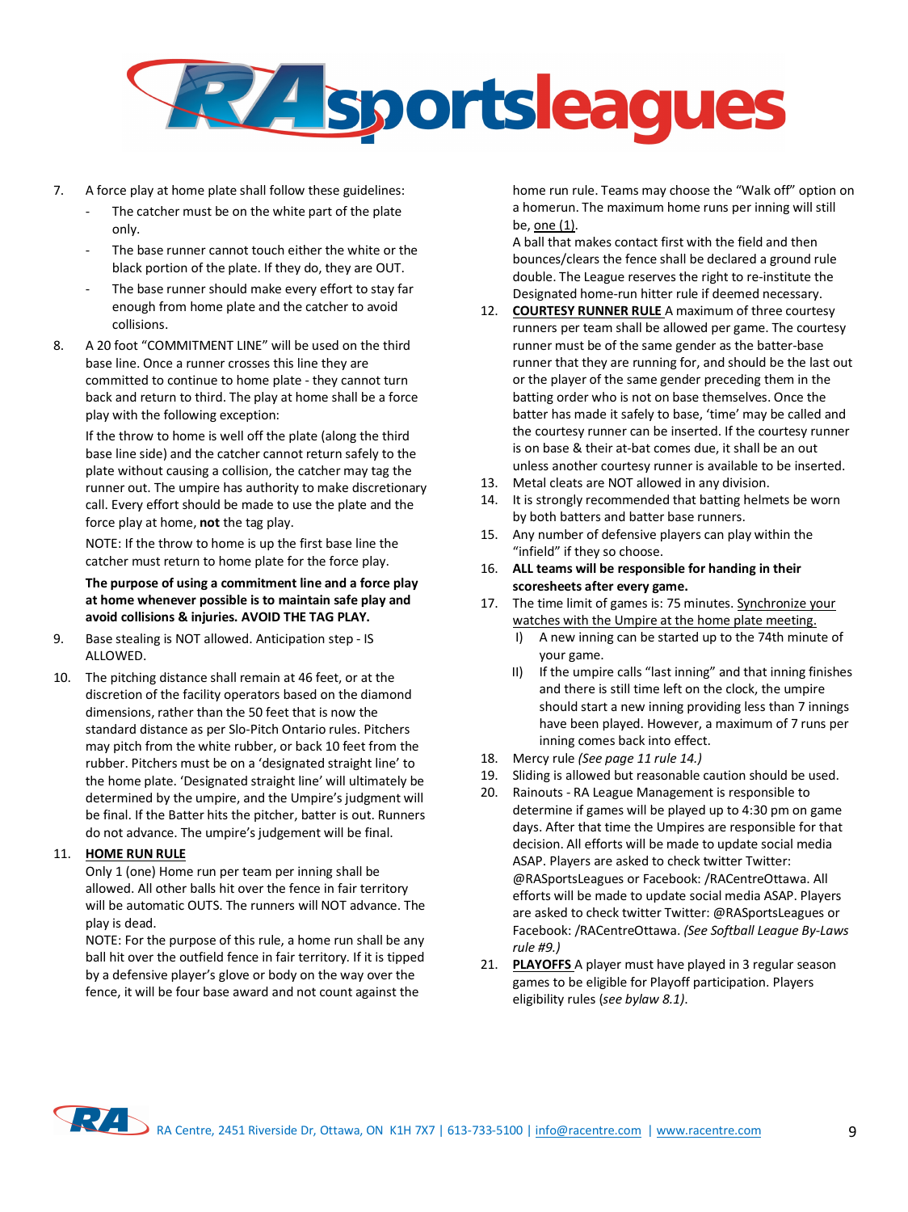7. A force play at home plate shall follow these guidelines:
   - The catcher must be on the white part of the plate only.
   - The base runner cannot touch either the white or the black portion of the plate. If they do, they are OUT.
   - The base runner should make every effort to stay far enough from home plate and the catcher to avoid collisions.
8. A 20 foot "COMMITMENT LINE" will be used on the third base line. Once a runner crosses this line they are committed to continue to home plate - they cannot turn back and return to third. The play at home shall be a force play with the following exception:

   If the throw to home is well off the plate (along the third base line side) and the catcher cannot return safely to the plate without causing a collision, the catcher may tag the runner out. The umpire has authority to make discretionary call. Every effort should be made to use the plate and the force play at home, **not** the tag play.

   NOTE: If the throw to home is up the first base line the catcher must return to home plate for the force play.

   **The purpose of using a commitment line and a force play at home whenever possible is to maintain safe play and avoid collisions & injuries. AVOID THE TAG PLAY.**
9. Base stealing is NOT allowed. Anticipation step - IS ALLOWED.
10. The pitching distance shall remain at 46 feet, or at the discretion of the facility operators based on the diamond dimensions, rather than the 50 feet that is now the standard distance as per Slo-Pitch Ontario rules. Pitchers may pitch from the white rubber, or back 10 feet from the rubber. Pitchers must be on a 'designated straight line' to the home plate. 'Designated straight line' will ultimately be determined by the umpire, and the Umpire's judgment will be final. If the Batter hits the pitcher, batter is out. Runners do not advance. The umpire's judgement will be final.
11. **HOME RUN RULE**

    Only 1 (one) Home run per team per inning shall be allowed. All other balls hit over the fence in fair territory will be automatic OUTS. The runners will NOT advance. The play is dead.

    NOTE: For the purpose of this rule, a home run shall be any ball hit over the outfield fence in fair territory. If it is tipped by a defensive player's glove or body on the way over the fence, it will be four base award and not count against the home run rule. Teams may choose the "Walk off" option on a homerun. The maximum home runs per inning will still be, one (1).

    A ball that makes contact first with the field and then bounces/clears the fence shall be declared a ground rule double. The League reserves the right to re-institute the Designated home-run hitter rule if deemed necessary.
12. **COURTESY RUNNER RULE** A maximum of three courtesy runners per team shall be allowed per game. The courtesy runner must be of the same gender as the batter-base runner that they are running for, and should be the last out or the player of the same gender preceding them in the batting order who is not on base themselves. Once the batter has made it safely to base, 'time' may be called and the courtesy runner can be inserted. If the courtesy runner is on base & their at-bat comes due, it shall be an out unless another courtesy runner is available to be inserted.
13. Metal cleats are NOT allowed in any division.
14. It is strongly recommended that batting helmets be worn by both batters and batter base runners.
15. Any number of defensive players can play within the "infield" if they so choose.
16. **ALL teams will be responsible for handing in their scoresheets after every game.**
17. The time limit of games is: 75 minutes. Synchronize your watches with the Umpire at the home plate meeting.
    I) A new inning can be started up to the 74th minute of your game.
    II) If the umpire calls "last inning" and that inning finishes and there is still time left on the clock, the umpire should start a new inning providing less than 7 innings have been played. However, a maximum of 7 runs per inning comes back into effect.
18. Mercy rule *(See page 11 rule 14.)*
19. Sliding is allowed but reasonable caution should be used.
20. Rainouts - RA League Management is responsible to determine if games will be played up to 4:30 pm on game days. After that time the Umpires are responsible for that decision. All efforts will be made to update social media ASAP. Players are asked to check twitter Twitter: @RASportsLeagues or Facebook: /RACentreOttawa. All efforts will be made to update social media ASAP. Players are asked to check twitter Twitter: @RASportsLeagues or Facebook: /RACentreOttawa. *(See Softball League By-Laws rule #9.)*
21. **PLAYOFFS** A player must have played in 3 regular season games to be eligible for Playoff participation. Players eligibility rules (*see bylaw 8.1)*.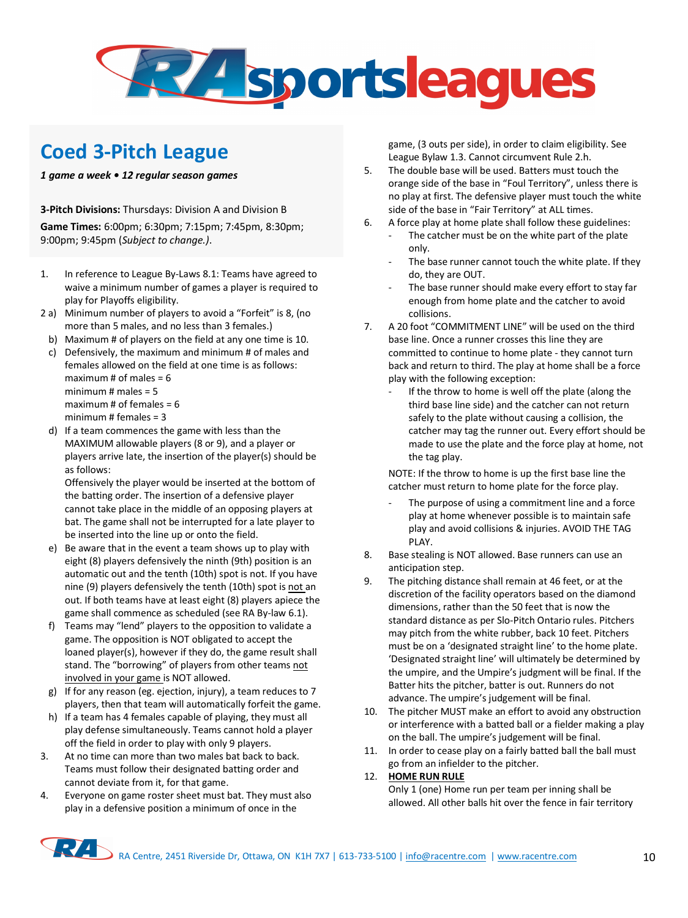## Coed 3-Pitch League

*1 game a week • 12 regular season games*

**3-Pitch Divisions:** Thursdays: Division A and Division B

**Game Times:** 6:00pm; 6:30pm; 7:15pm; 7:45pm, 8:30pm; 9:00pm; 9:45pm (*Subject to change.)*.

1. In reference to League By-Laws 8.1: Teams have agreed to waive a minimum number of games a player is required to play for Playoffs eligibility.
2. a) Minimum number of players to avoid a "Forfeit" is 8, (no more than 5 males, and no less than 3 females.)
   b) Maximum # of players on the field at any one time is 10.
   c) Defensively, the maximum and minimum # of males and females allowed on the field at one time is as follows:
   maximum # of males = 6
   minimum # males = 5
   maximum # of females = 6
   minimum # females = 3
   d) If a team commences the game with less than the MAXIMUM allowable players (8 or 9), and a player or players arrive late, the insertion of the player(s) should be as follows:
   Offensively the player would be inserted at the bottom of the batting order. The insertion of a defensive player cannot take place in the middle of an opposing players at bat. The game shall not be interrupted for a late player to be inserted into the line up or onto the field.
   e) Be aware that in the event a team shows up to play with eight (8) players defensively the ninth (9th) position is an automatic out and the tenth (10th) spot is not. If you have nine (9) players defensively the tenth (10th) spot is not an out. If both teams have at least eight (8) players apiece the game shall commence as scheduled (see RA By-law 6.1).
   f) Teams may "lend" players to the opposition to validate a game. The opposition is NOT obligated to accept the loaned player(s), however if they do, the game result shall stand. The "borrowing" of players from other teams not involved in your game is NOT allowed.
   g) If for any reason (eg. ejection, injury), a team reduces to 7 players, then that team will automatically forfeit the game.
   h) If a team has 4 females capable of playing, they must all play defense simultaneously. Teams cannot hold a player off the field in order to play with only 9 players.
3. At no time can more than two males bat back to back. Teams must follow their designated batting order and cannot deviate from it, for that game.
4. Everyone on game roster sheet must bat. They must also play in a defensive position a minimum of once in the game, (3 outs per side), in order to claim eligibility. See League Bylaw 1.3. Cannot circumvent Rule 2.h.
5. The double base will be used. Batters must touch the orange side of the base in "Foul Territory", unless there is no play at first. The defensive player must touch the white side of the base in "Fair Territory" at ALL times.
6. A force play at home plate shall follow these guidelines:
   - The catcher must be on the white part of the plate only.
   - The base runner cannot touch the white plate. If they do, they are OUT.
   - The base runner should make every effort to stay far enough from home plate and the catcher to avoid collisions.
7. A 20 foot "COMMITMENT LINE" will be used on the third base line. Once a runner crosses this line they are committed to continue to home plate - they cannot turn back and return to third. The play at home shall be a force play with the following exception:
   - If the throw to home is well off the plate (along the third base line side) and the catcher can not return safely to the plate without causing a collision, the catcher may tag the runner out. Every effort should be made to use the plate and the force play at home, not the tag play.

   NOTE: If the throw to home is up the first base line the catcher must return to home plate for the force play.

   - The purpose of using a commitment line and a force play at home whenever possible is to maintain safe play and avoid collisions & injuries. AVOID THE TAG PLAY.
8. Base stealing is NOT allowed. Base runners can use an anticipation step.
9. The pitching distance shall remain at 46 feet, or at the discretion of the facility operators based on the diamond dimensions, rather than the 50 feet that is now the standard distance as per Slo-Pitch Ontario rules. Pitchers may pitch from the white rubber, back 10 feet. Pitchers must be on a 'designated straight line' to the home plate. 'Designated straight line' will ultimately be determined by the umpire, and the Umpire's judgment will be final. If the Batter hits the pitcher, batter is out. Runners do not advance. The umpire's judgement will be final.
10. The pitcher MUST make an effort to avoid any obstruction or interference with a batted ball or a fielder making a play on the ball. The umpire's judgement will be final.
11. In order to cease play on a fairly batted ball the ball must go from an infielder to the pitcher.
12. **HOME RUN RULE**
    Only 1 (one) Home run per team per inning shall be allowed. All other balls hit over the fence in fair territory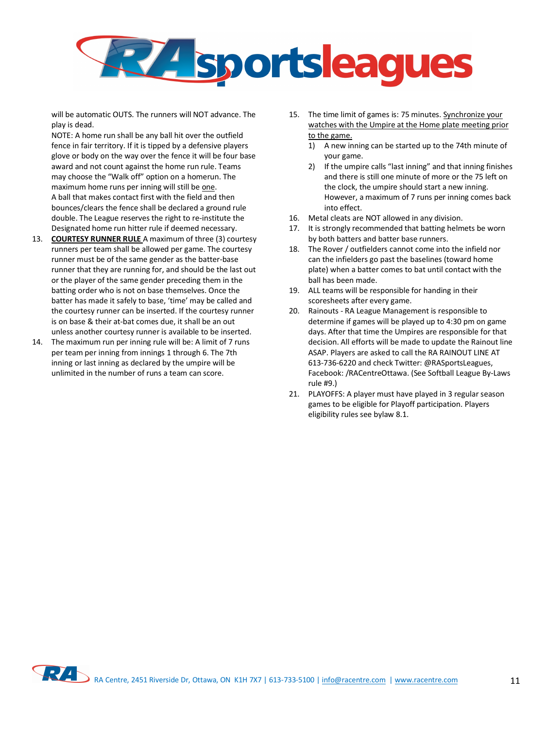will be automatic OUTS. The runners will NOT advance. The play is dead.

NOTE: A home run shall be any ball hit over the outfield fence in fair territory. If it is tipped by a defensive players glove or body on the way over the fence it will be four base award and not count against the home run rule. Teams may choose the "Walk off" option on a homerun. The maximum home runs per inning will still be one.

A ball that makes contact first with the field and then bounces/clears the fence shall be declared a ground rule double. The League reserves the right to re-institute the Designated home run hitter rule if deemed necessary.

13. **COURTESY RUNNER RULE** A maximum of three (3) courtesy runners per team shall be allowed per game. The courtesy runner must be of the same gender as the batter-base runner that they are running for, and should be the last out or the player of the same gender preceding them in the batting order who is not on base themselves. Once the batter has made it safely to base, 'time' may be called and the courtesy runner can be inserted. If the courtesy runner is on base & their at-bat comes due, it shall be an out unless another courtesy runner is available to be inserted.
14. The maximum run per inning rule will be: A limit of 7 runs per team per inning from innings 1 through 6. The 7th inning or last inning as declared by the umpire will be unlimited in the number of runs a team can score.
15. The time limit of games is: 75 minutes. Synchronize your watches with the Umpire at the Home plate meeting prior to the game.
    1) A new inning can be started up to the 74th minute of your game.
    2) If the umpire calls "last inning" and that inning finishes and there is still one minute of more or the 75 left on the clock, the umpire should start a new inning. However, a maximum of 7 runs per inning comes back into effect.
16. Metal cleats are NOT allowed in any division.
17. It is strongly recommended that batting helmets be worn by both batters and batter base runners.
18. The Rover / outfielders cannot come into the infield nor can the infielders go past the baselines (toward home plate) when a batter comes to bat until contact with the ball has been made.
19. ALL teams will be responsible for handing in their scoresheets after every game.
20. Rainouts - RA League Management is responsible to determine if games will be played up to 4:30 pm on game days. After that time the Umpires are responsible for that decision. All efforts will be made to update the Rainout line ASAP. Players are asked to call the RA RAINOUT LINE AT 613-736-6220 and check Twitter: @RASportsLeagues, Facebook: /RACentreOttawa. (See Softball League By-Laws rule #9.)
21. PLAYOFFS: A player must have played in 3 regular season games to be eligible for Playoff participation. Players eligibility rules see bylaw 8.1.